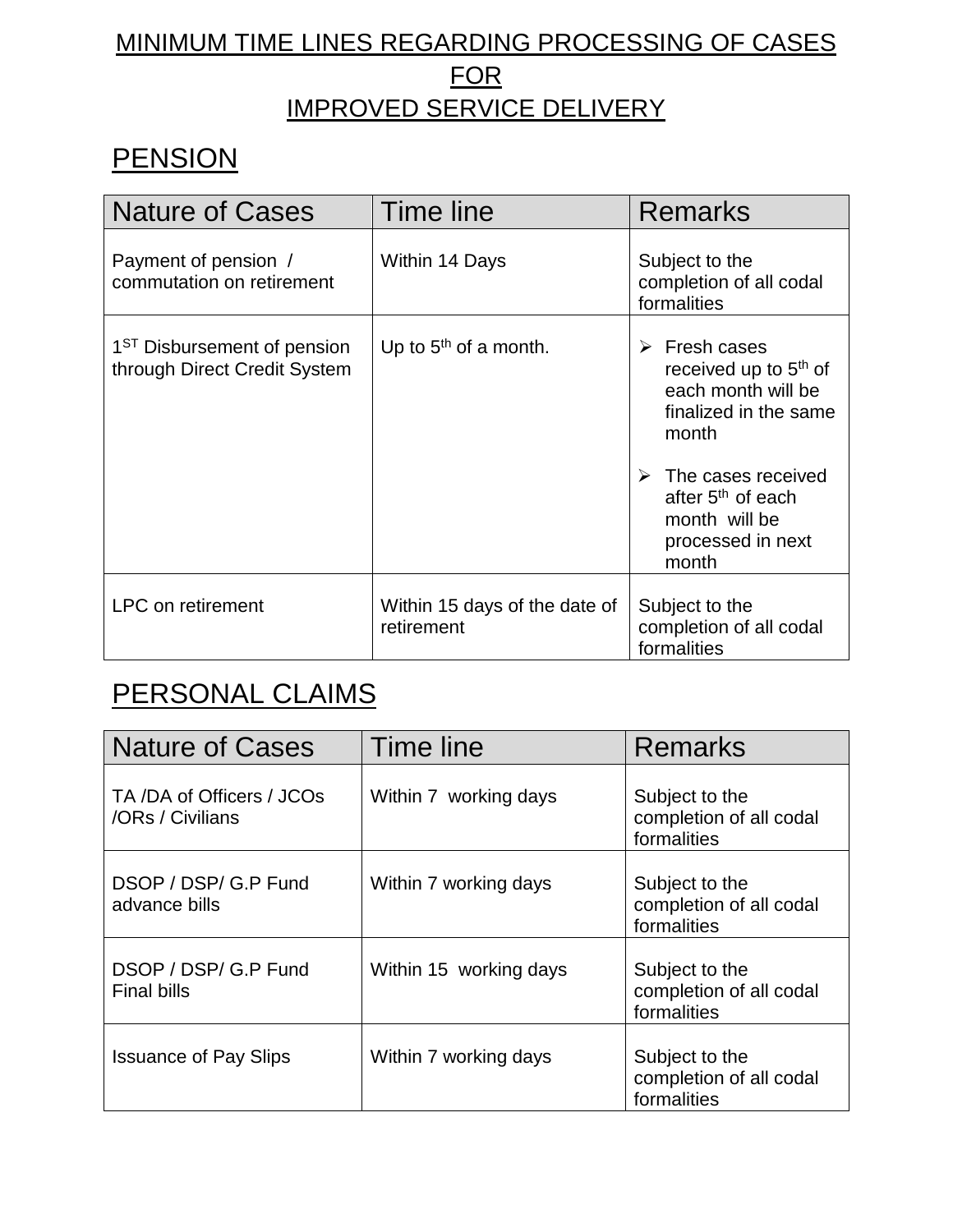# MINIMUM TIME LINES REGARDING PROCESSING OF CASES FOR IMPROVED SERVICE DELIVERY

## PENSION

| Nature of Cases | Time line | Remarks |
|---|---|---|
| Payment of pension / commutation on retirement | Within 14 Days | Subject to the completion of all codal formalities |
| 1ST Disbursement of pension through Direct Credit System | Up to 5th of a month. | ➢ Fresh cases received up to 5th of each month will be finalized in the same month<br>➢ The cases received after 5th of each month will be processed in next month |
| LPC on retirement | Within 15 days of the date of retirement | Subject to the completion of all codal formalities |

## PERSONAL CLAIMS

| Nature of Cases | Time line | Remarks |
|---|---|---|
| TA /DA of Officers / JCOs /ORs / Civilians | Within 7 working days | Subject to the completion of all codal formalities |
| DSOP / DSP/ G.P Fund advance bills | Within 7 working days | Subject to the completion of all codal formalities |
| DSOP / DSP/ G.P Fund Final bills | Within 15 working days | Subject to the completion of all codal formalities |
| Issuance of Pay Slips | Within 7 working days | Subject to the completion of all codal formalities |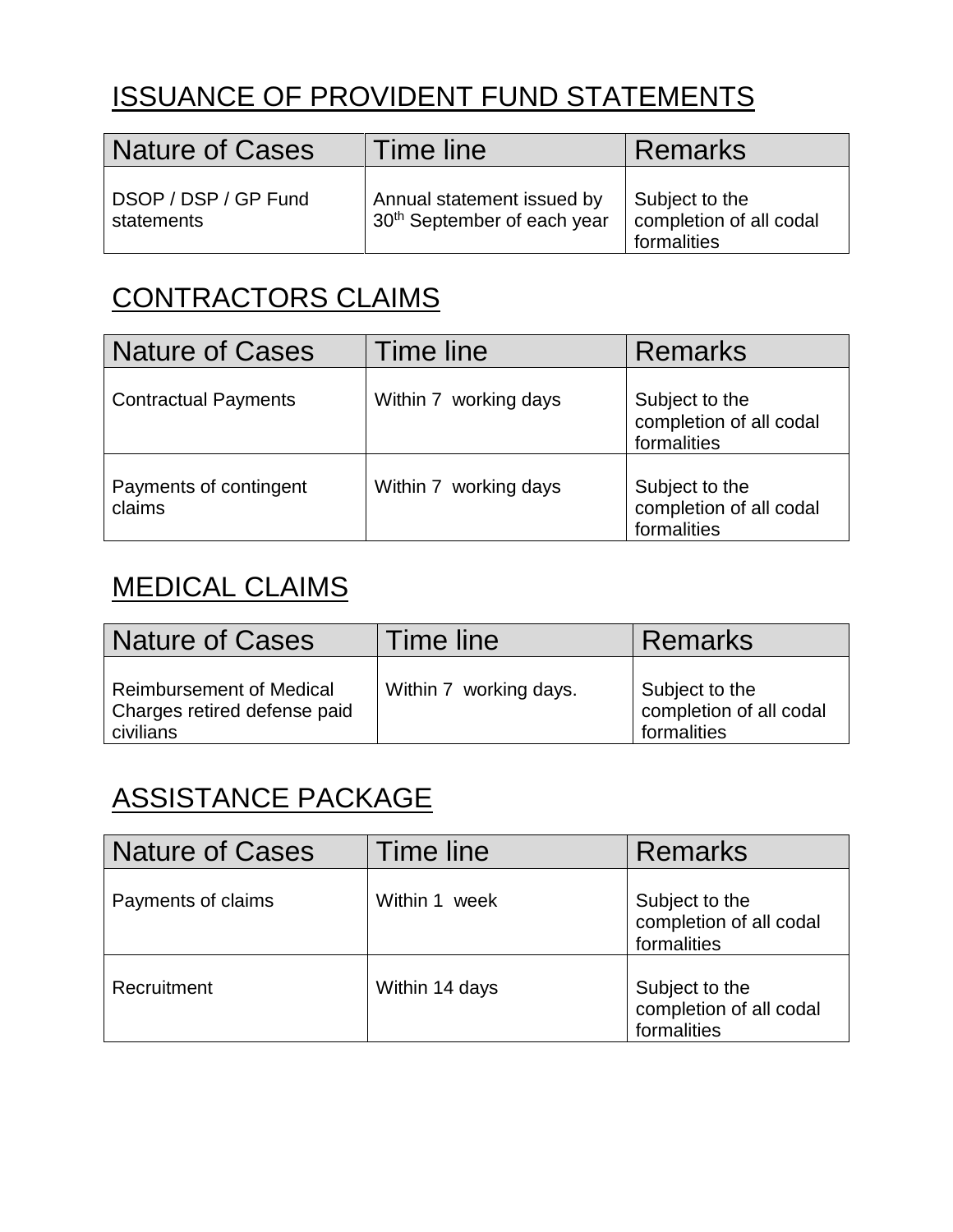## ISSUANCE OF PROVIDENT FUND STATEMENTS

| Nature of Cases | Time line | Remarks |
|---|---|---|
| DSOP / DSP / GP Fund statements | Annual statement issued by 30th September of each year | Subject to the completion of all codal formalities |

## CONTRACTORS CLAIMS

| Nature of Cases | Time line | Remarks |
|---|---|---|
| Contractual Payments | Within 7 working days | Subject to the completion of all codal formalities |
| Payments of contingent claims | Within 7 working days | Subject to the completion of all codal formalities |

## MEDICAL CLAIMS

| Nature of Cases | Time line | Remarks |
|---|---|---|
| Reimbursement of Medical Charges retired defense paid civilians | Within 7 working days. | Subject to the completion of all codal formalities |

## ASSISTANCE PACKAGE

| Nature of Cases | Time line | Remarks |
|---|---|---|
| Payments of claims | Within 1 week | Subject to the completion of all codal formalities |
| Recruitment | Within 14 days | Subject to the completion of all codal formalities |